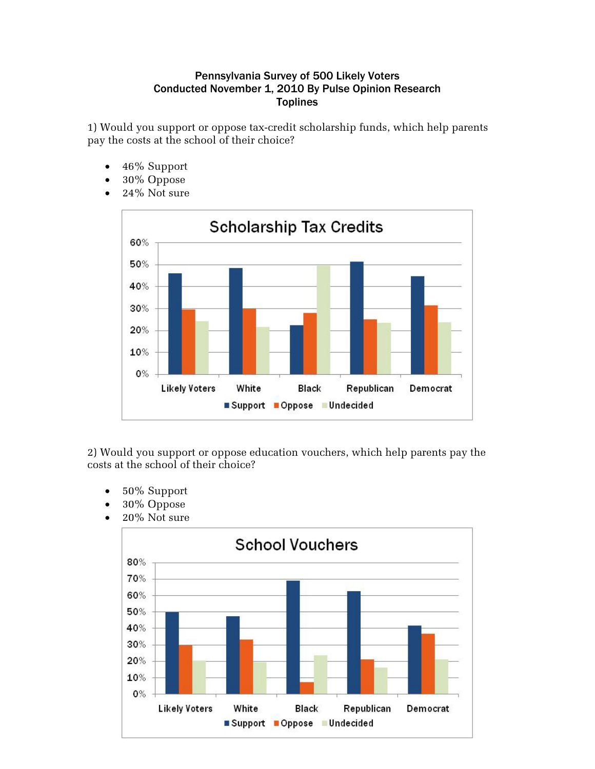**Pennsylvania Survey of 500 Likely Voters**
**Conducted November 1, 2010 By Pulse Opinion Research**
**Toplines**

1) Would you support or oppose tax-credit scholarship funds, which help parents pay the costs at the school of their choice?

- 46% Support
- 30% Oppose
- 24% Not sure

2) Would you support or oppose education vouchers, which help parents pay the costs at the school of their choice?

- 50% Support
- 30% Oppose
- 20% Not sure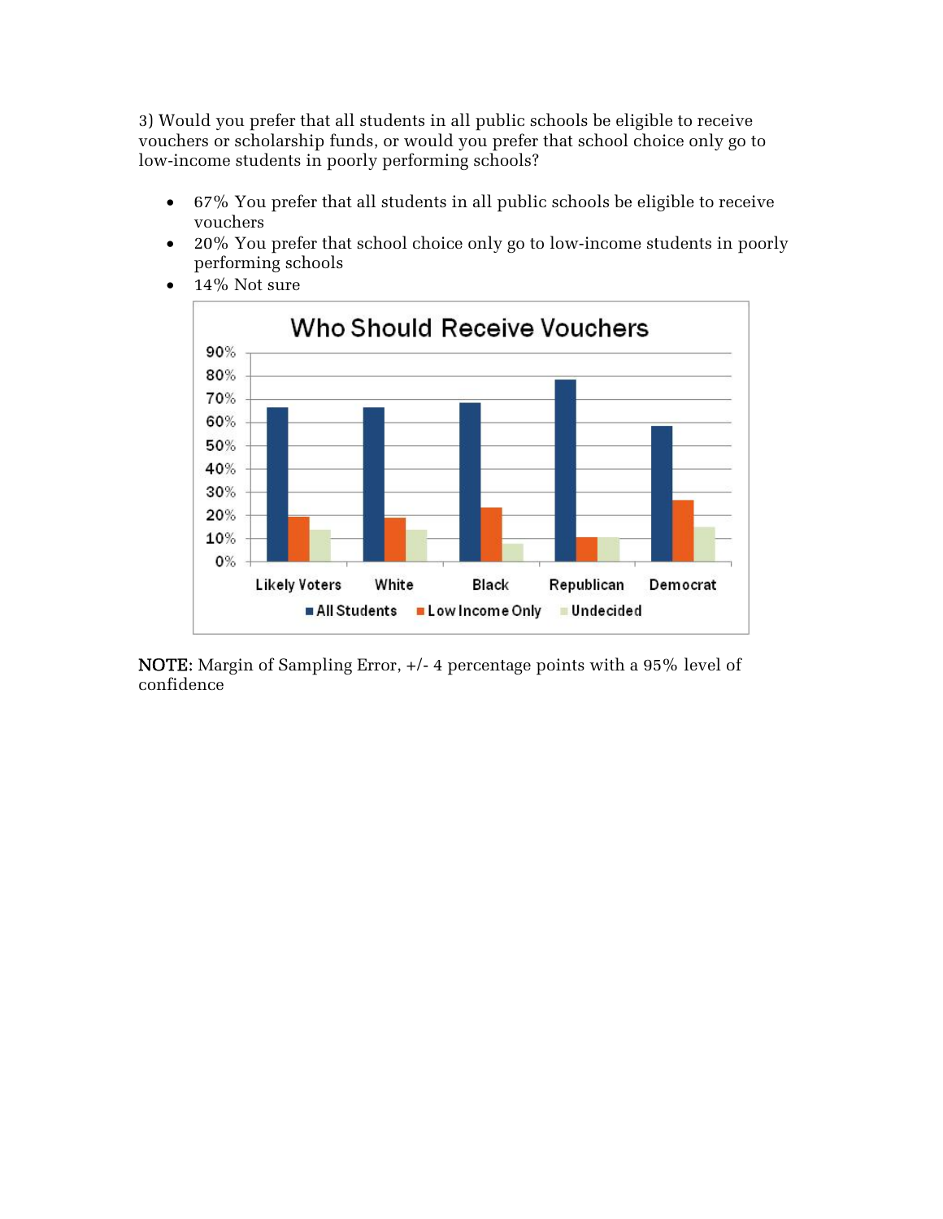3) Would you prefer that all students in all public schools be eligible to receive vouchers or scholarship funds, or would you prefer that school choice only go to low-income students in poorly performing schools?

- 67% You prefer that all students in all public schools be eligible to receive vouchers
- 20% You prefer that school choice only go to low-income students in poorly performing schools
- 14% Not sure

**NOTE**: Margin of Sampling Error, +/- 4 percentage points with a 95% level of confidence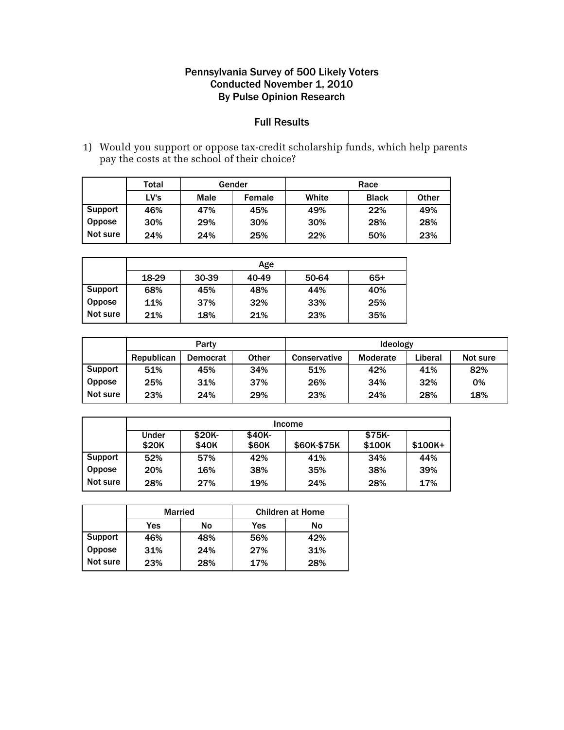# Pennsylvania Survey of 500 Likely Voters
# Conducted November 1, 2010
# By Pulse Opinion Research

## Full Results

1) Would you support or oppose tax-credit scholarship funds, which help parents pay the costs at the school of their choice?

| | Total | Gender | | Race | | |
|---|---|---|---|---|---|---|
| | LV's | Male | Female | White | Black | Other |
| Support | 46% | 47% | 45% | 49% | 22% | 49% |
| Oppose | 30% | 29% | 30% | 30% | 28% | 28% |
| Not sure | 24% | 24% | 25% | 22% | 50% | 23% |

| | Age | | | | |
|---|---|---|---|---|---|
| | 18-29 | 30-39 | 40-49 | 50-64 | 65+ |
| Support | 68% | 45% | 48% | 44% | 40% |
| Oppose | 11% | 37% | 32% | 33% | 25% |
| Not sure | 21% | 18% | 21% | 23% | 35% |

| | Party | | | Ideology | | | |
|---|---|---|---|---|---|---|---|
| | Republican | Democrat | Other | Conservative | Moderate | Liberal | Not sure |
| Support | 51% | 45% | 34% | 51% | 42% | 41% | 82% |
| Oppose | 25% | 31% | 37% | 26% | 34% | 32% | 0% |
| Not sure | 23% | 24% | 29% | 23% | 24% | 28% | 18% |

| | Income | | | | | |
|---|---|---|---|---|---|---|
| | Under $20K | $20K-$40K | $40K-$60K | $60K-$75K | $75K-$100K | $100K+ |
| Support | 52% | 57% | 42% | 41% | 34% | 44% |
| Oppose | 20% | 16% | 38% | 35% | 38% | 39% |
| Not sure | 28% | 27% | 19% | 24% | 28% | 17% |

| | Married | | Children at Home | |
|---|---|---|---|---|
| | Yes | No | Yes | No |
| Support | 46% | 48% | 56% | 42% |
| Oppose | 31% | 24% | 27% | 31% |
| Not sure | 23% | 28% | 17% | 28% |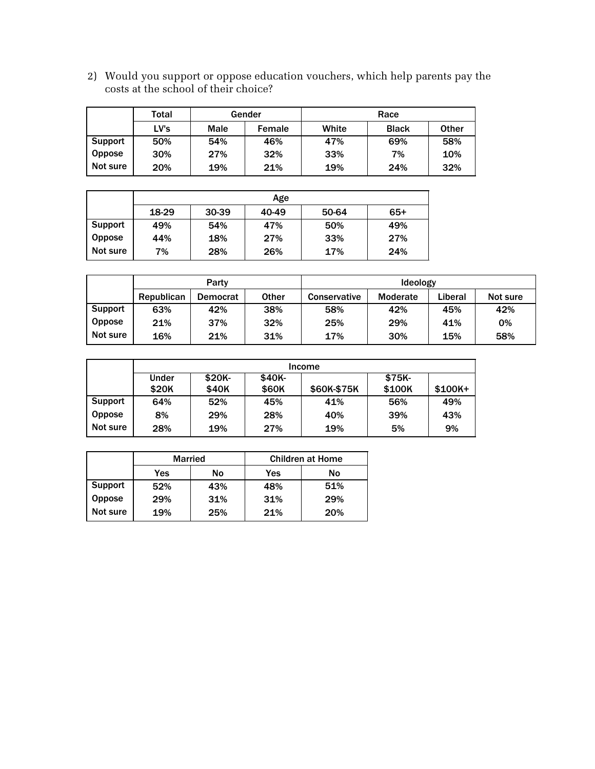2) Would you support or oppose education vouchers, which help parents pay the costs at the school of their choice?

| | Total | Gender | | Race | | |
|---|---|---|---|---|---|---|
| | LV's | Male | Female | White | Black | Other |
| Support | 50% | 54% | 46% | 47% | 69% | 58% |
| Oppose | 30% | 27% | 32% | 33% | 7% | 10% |
| Not sure | 20% | 19% | 21% | 19% | 24% | 32% |

| | Age | | | | |
|---|---|---|---|---|---|
| | 18-29 | 30-39 | 40-49 | 50-64 | 65+ |
| Support | 49% | 54% | 47% | 50% | 49% |
| Oppose | 44% | 18% | 27% | 33% | 27% |
| Not sure | 7% | 28% | 26% | 17% | 24% |

| | Party | | | Ideology | | | |
|---|---|---|---|---|---|---|---|
| | Republican | Democrat | Other | Conservative | Moderate | Liberal | Not sure |
| Support | 63% | 42% | 38% | 58% | 42% | 45% | 42% |
| Oppose | 21% | 37% | 32% | 25% | 29% | 41% | 0% |
| Not sure | 16% | 21% | 31% | 17% | 30% | 15% | 58% |

| | Income | | | | | |
|---|---|---|---|---|---|---|
| | Under $20K | $20K-$40K | $40K-$60K | $60K-$75K | $75K-$100K | $100K+ |
| Support | 64% | 52% | 45% | 41% | 56% | 49% |
| Oppose | 8% | 29% | 28% | 40% | 39% | 43% |
| Not sure | 28% | 19% | 27% | 19% | 5% | 9% |

| | Married | | Children at Home | |
|---|---|---|---|---|
| | Yes | No | Yes | No |
| Support | 52% | 43% | 48% | 51% |
| Oppose | 29% | 31% | 31% | 29% |
| Not sure | 19% | 25% | 21% | 20% |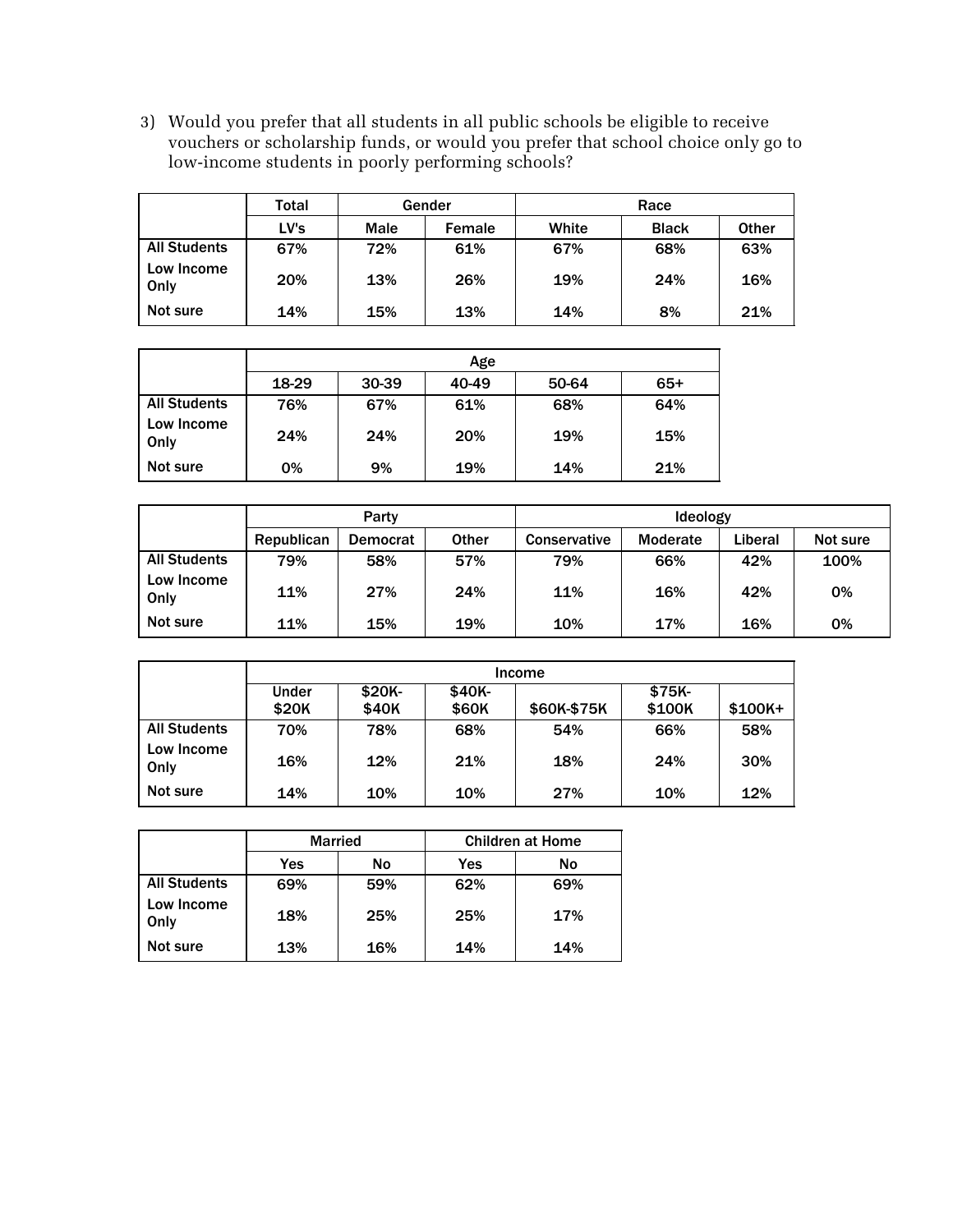3) Would you prefer that all students in all public schools be eligible to receive vouchers or scholarship funds, or would you prefer that school choice only go to low-income students in poorly performing schools?

| | Total | Gender | | Race | | |
|---|---|---|---|---|---|---|
| | LV's | Male | Female | White | Black | Other |
| All Students | 67% | 72% | 61% | 67% | 68% | 63% |
| Low Income Only | 20% | 13% | 26% | 19% | 24% | 16% |
| Not sure | 14% | 15% | 13% | 14% | 8% | 21% |

| | Age | | | | |
|---|---|---|---|---|---|
| | 18-29 | 30-39 | 40-49 | 50-64 | 65+ |
| All Students | 76% | 67% | 61% | 68% | 64% |
| Low Income Only | 24% | 24% | 20% | 19% | 15% |
| Not sure | 0% | 9% | 19% | 14% | 21% |

| | Party | | | Ideology | | | |
|---|---|---|---|---|---|---|---|
| | Republican | Democrat | Other | Conservative | Moderate | Liberal | Not sure |
| All Students | 79% | 58% | 57% | 79% | 66% | 42% | 100% |
| Low Income Only | 11% | 27% | 24% | 11% | 16% | 42% | 0% |
| Not sure | 11% | 15% | 19% | 10% | 17% | 16% | 0% |

| | Income | | | | | |
|---|---|---|---|---|---|---|
| | Under $20K | $20K-$40K | $40K-$60K | $60K-$75K | $75K-$100K | $100K+ |
| All Students | 70% | 78% | 68% | 54% | 66% | 58% |
| Low Income Only | 16% | 12% | 21% | 18% | 24% | 30% |
| Not sure | 14% | 10% | 10% | 27% | 10% | 12% |

| | Married | | Children at Home | |
|---|---|---|---|---|
| | Yes | No | Yes | No |
| All Students | 69% | 59% | 62% | 69% |
| Low Income Only | 18% | 25% | 25% | 17% |
| Not sure | 13% | 16% | 14% | 14% |